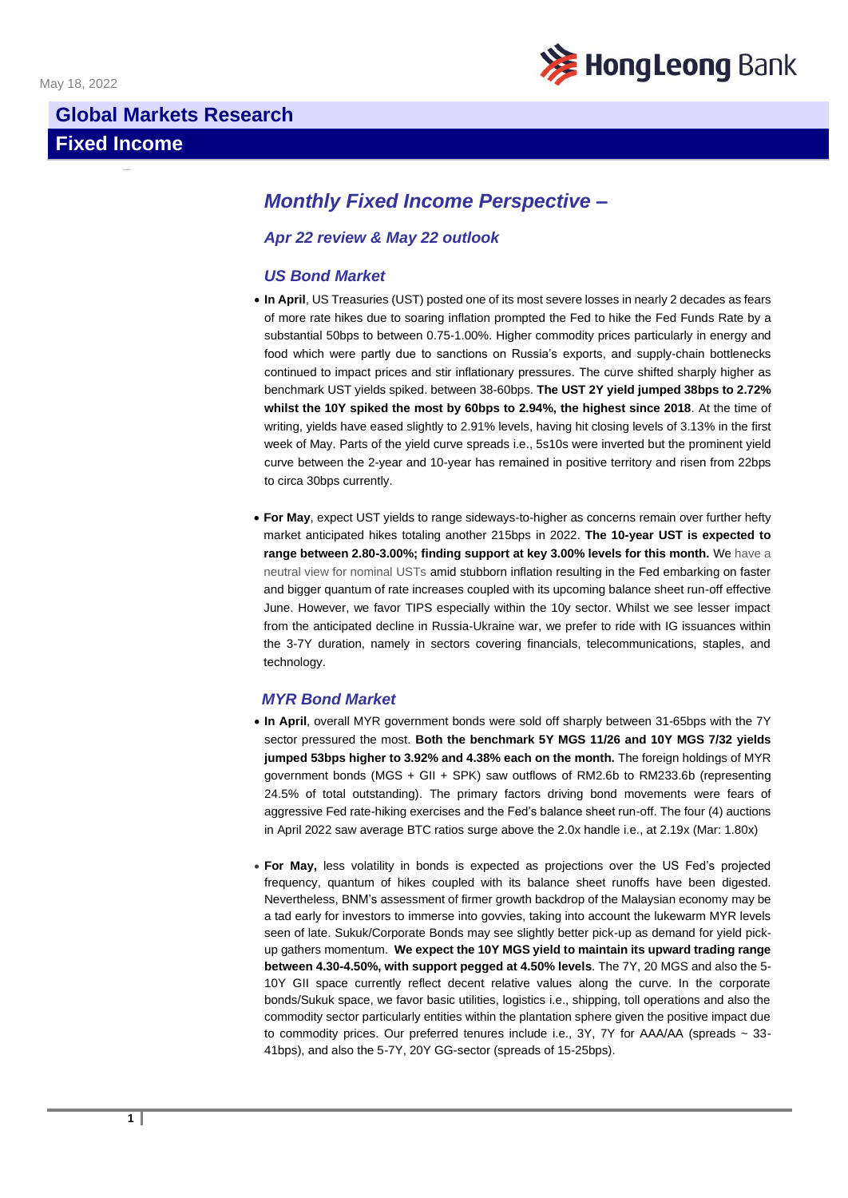May 18, 2022

# Global Markets Research

## Fixed Income

## *Monthly Fixed Income Perspective –*

### *Apr 22 review & May 22 outlook*

### *US Bond Market*

- **In April**, US Treasuries (UST) posted one of its most severe losses in nearly 2 decades as fears of more rate hikes due to soaring inflation prompted the Fed to hike the Fed Funds Rate by a substantial 50bps to between 0.75-1.00%. Higher commodity prices particularly in energy and food which were partly due to sanctions on Russia's exports, and supply-chain bottlenecks continued to impact prices and stir inflationary pressures. The curve shifted sharply higher as benchmark UST yields spiked. between 38-60bps. **The UST 2Y yield jumped 38bps to 2.72% whilst the 10Y spiked the most by 60bps to 2.94%, the highest since 2018**. At the time of writing, yields have eased slightly to 2.91% levels, having hit closing levels of 3.13% in the first week of May. Parts of the yield curve spreads i.e., 5s10s were inverted but the prominent yield curve between the 2-year and 10-year has remained in positive territory and risen from 22bps to circa 30bps currently.

- **For May**, expect UST yields to range sideways-to-higher as concerns remain over further hefty market anticipated hikes totaling another 215bps in 2022. **The 10-year UST is expected to range between 2.80-3.00%; finding support at key 3.00% levels for this month.** We have a neutral view for nominal USTs amid stubborn inflation resulting in the Fed embarking on faster and bigger quantum of rate increases coupled with its upcoming balance sheet run-off effective June. However, we favor TIPS especially within the 10y sector. Whilst we see lesser impact from the anticipated decline in Russia-Ukraine war, we prefer to ride with IG issuances within the 3-7Y duration, namely in sectors covering financials, telecommunications, staples, and technology.

### *MYR Bond Market*

- **In April**, overall MYR government bonds were sold off sharply between 31-65bps with the 7Y sector pressured the most. **Both the benchmark 5Y MGS 11/26 and 10Y MGS 7/32 yields jumped 53bps higher to 3.92% and 4.38% each on the month.** The foreign holdings of MYR government bonds (MGS + GII + SPK) saw outflows of RM2.6b to RM233.6b (representing 24.5% of total outstanding). The primary factors driving bond movements were fears of aggressive Fed rate-hiking exercises and the Fed's balance sheet run-off. The four (4) auctions in April 2022 saw average BTC ratios surge above the 2.0x handle i.e., at 2.19x (Mar: 1.80x)

- **For May,** less volatility in bonds is expected as projections over the US Fed's projected frequency, quantum of hikes coupled with its balance sheet runoffs have been digested. Nevertheless, BNM's assessment of firmer growth backdrop of the Malaysian economy may be a tad early for investors to immerse into govvies, taking into account the lukewarm MYR levels seen of late. Sukuk/Corporate Bonds may see slightly better pick-up as demand for yield pick-up gathers momentum. **We expect the 10Y MGS yield to maintain its upward trading range between 4.30-4.50%, with support pegged at 4.50% levels**. The 7Y, 20 MGS and also the 5-10Y GII space currently reflect decent relative values along the curve. In the corporate bonds/Sukuk space, we favor basic utilities, logistics i.e., shipping, toll operations and also the commodity sector particularly entities within the plantation sphere given the positive impact due to commodity prices. Our preferred tenures include i.e., 3Y, 7Y for AAA/AA (spreads ~ 33-41bps), and also the 5-7Y, 20Y GG-sector (spreads of 15-25bps).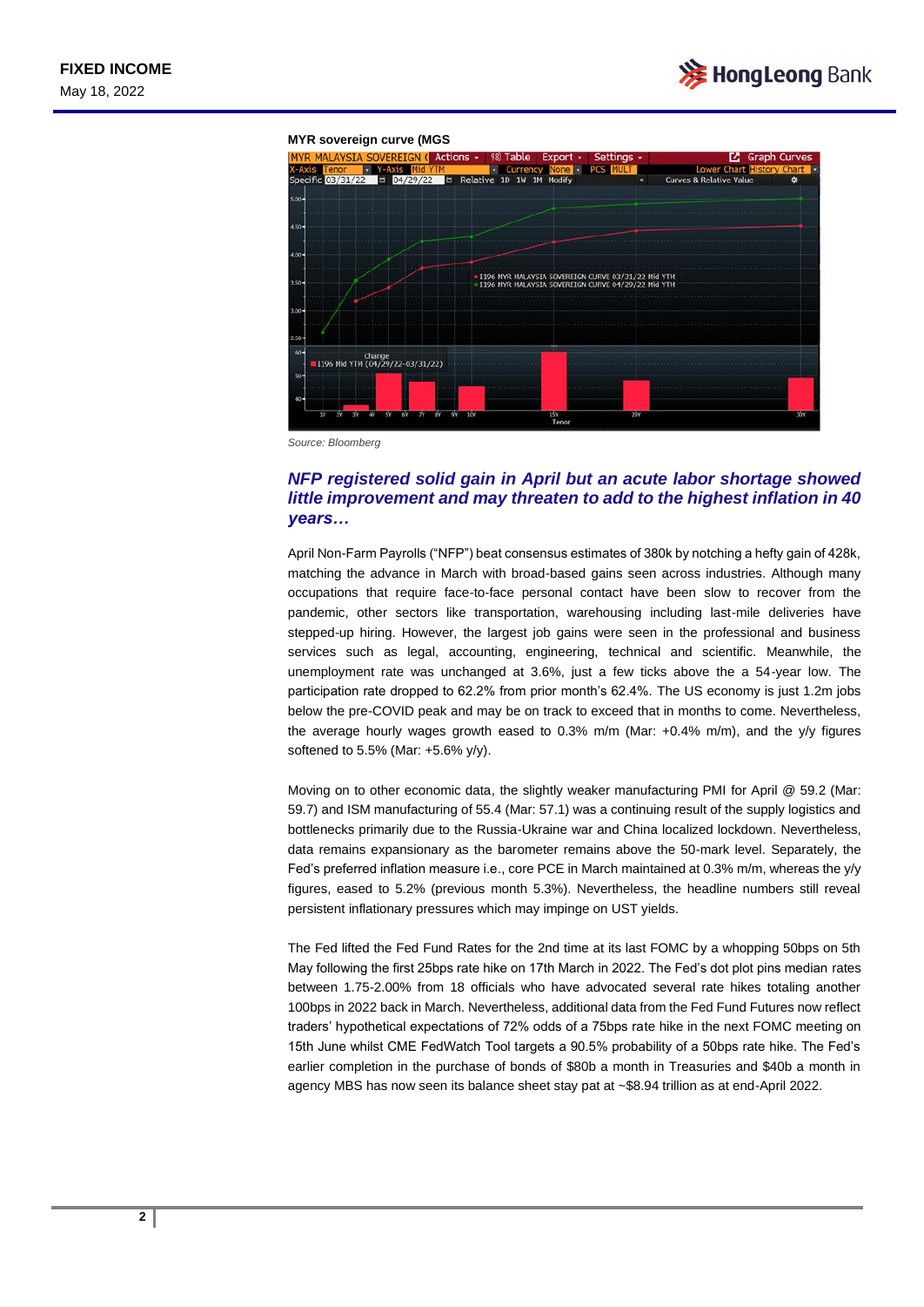**MYR sovereign curve (MGS**

Source: Bloomberg

### *NFP registered solid gain in April but an acute labor shortage showed little improvement and may threaten to add to the highest inflation in 40 years…*

April Non-Farm Payrolls ("NFP") beat consensus estimates of 380k by notching a hefty gain of 428k, matching the advance in March with broad-based gains seen across industries. Although many occupations that require face-to-face personal contact have been slow to recover from the pandemic, other sectors like transportation, warehousing including last-mile deliveries have stepped-up hiring. However, the largest job gains were seen in the professional and business services such as legal, accounting, engineering, technical and scientific. Meanwhile, the unemployment rate was unchanged at 3.6%, just a few ticks above the a 54-year low. The participation rate dropped to 62.2% from prior month's 62.4%. The US economy is just 1.2m jobs below the pre-COVID peak and may be on track to exceed that in months to come. Nevertheless, the average hourly wages growth eased to 0.3% m/m (Mar: +0.4% m/m), and the y/y figures softened to 5.5% (Mar: +5.6% y/y).

Moving on to other economic data, the slightly weaker manufacturing PMI for April @ 59.2 (Mar: 59.7) and ISM manufacturing of 55.4 (Mar: 57.1) was a continuing result of the supply logistics and bottlenecks primarily due to the Russia-Ukraine war and China localized lockdown. Nevertheless, data remains expansionary as the barometer remains above the 50-mark level. Separately, the Fed's preferred inflation measure i.e., core PCE in March maintained at 0.3% m/m, whereas the y/y figures, eased to 5.2% (previous month 5.3%). Nevertheless, the headline numbers still reveal persistent inflationary pressures which may impinge on UST yields.

The Fed lifted the Fed Fund Rates for the 2nd time at its last FOMC by a whopping 50bps on 5th May following the first 25bps rate hike on 17th March in 2022. The Fed's dot plot pins median rates between 1.75-2.00% from 18 officials who have advocated several rate hikes totaling another 100bps in 2022 back in March. Nevertheless, additional data from the Fed Fund Futures now reflect traders' hypothetical expectations of 72% odds of a 75bps rate hike in the next FOMC meeting on 15th June whilst CME FedWatch Tool targets a 90.5% probability of a 50bps rate hike. The Fed's earlier completion in the purchase of bonds of $80b a month in Treasuries and $40b a month in agency MBS has now seen its balance sheet stay pat at ~$8.94 trillion as at end-April 2022.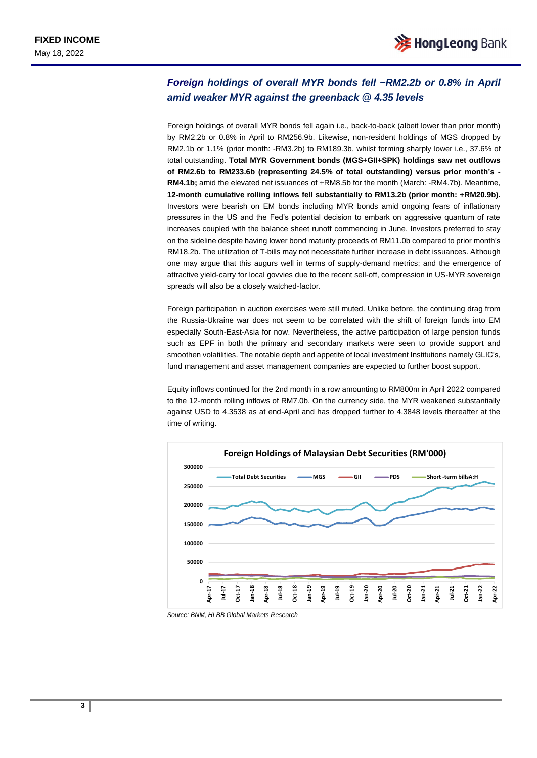FIXED INCOME

May 18, 2022

## *Foreign holdings of overall MYR bonds fell ~RM2.2b or 0.8% in April amid weaker MYR against the greenback @ 4.35 levels*

Foreign holdings of overall MYR bonds fell again i.e., back-to-back (albeit lower than prior month) by RM2.2b or 0.8% in April to RM256.9b. Likewise, non-resident holdings of MGS dropped by RM2.1b or 1.1% (prior month: -RM3.2b) to RM189.3b, whilst forming sharply lower i.e., 37.6% of total outstanding. **Total MYR Government bonds (MGS+GII+SPK) holdings saw net outflows of RM2.6b to RM233.6b (representing 24.5% of total outstanding) versus prior month's -RM4.1b;** amid the elevated net issuances of +RM8.5b for the month (March: -RM4.7b). Meantime, **12-month cumulative rolling inflows fell substantially to RM13.2b (prior month: +RM20.9b).** Investors were bearish on EM bonds including MYR bonds amid ongoing fears of inflationary pressures in the US and the Fed's potential decision to embark on aggressive quantum of rate increases coupled with the balance sheet runoff commencing in June. Investors preferred to stay on the sideline despite having lower bond maturity proceeds of RM11.0b compared to prior month's RM18.2b. The utilization of T-bills may not necessitate further increase in debt issuances. Although one may argue that this augurs well in terms of supply-demand metrics; and the emergence of attractive yield-carry for local govvies due to the recent sell-off, compression in US-MYR sovereign spreads will also be a closely watched-factor.

Foreign participation in auction exercises were still muted. Unlike before, the continuing drag from the Russia-Ukraine war does not seem to be correlated with the shift of foreign funds into EM especially South-East-Asia for now. Nevertheless, the active participation of large pension funds such as EPF in both the primary and secondary markets were seen to provide support and smoothen volatilities. The notable depth and appetite of local investment Institutions namely GLIC's, fund management and asset management companies are expected to further boost support.

Equity inflows continued for the 2nd month in a row amounting to RM800m in April 2022 compared to the 12-month rolling inflows of RM7.0b. On the currency side, the MYR weakened substantially against USD to 4.3538 as at end-April and has dropped further to 4.3848 levels thereafter at the time of writing.

**Foreign Holdings of Malaysian Debt Securities (RM'000)**

*Source: BNM, HLBB Global Markets Research*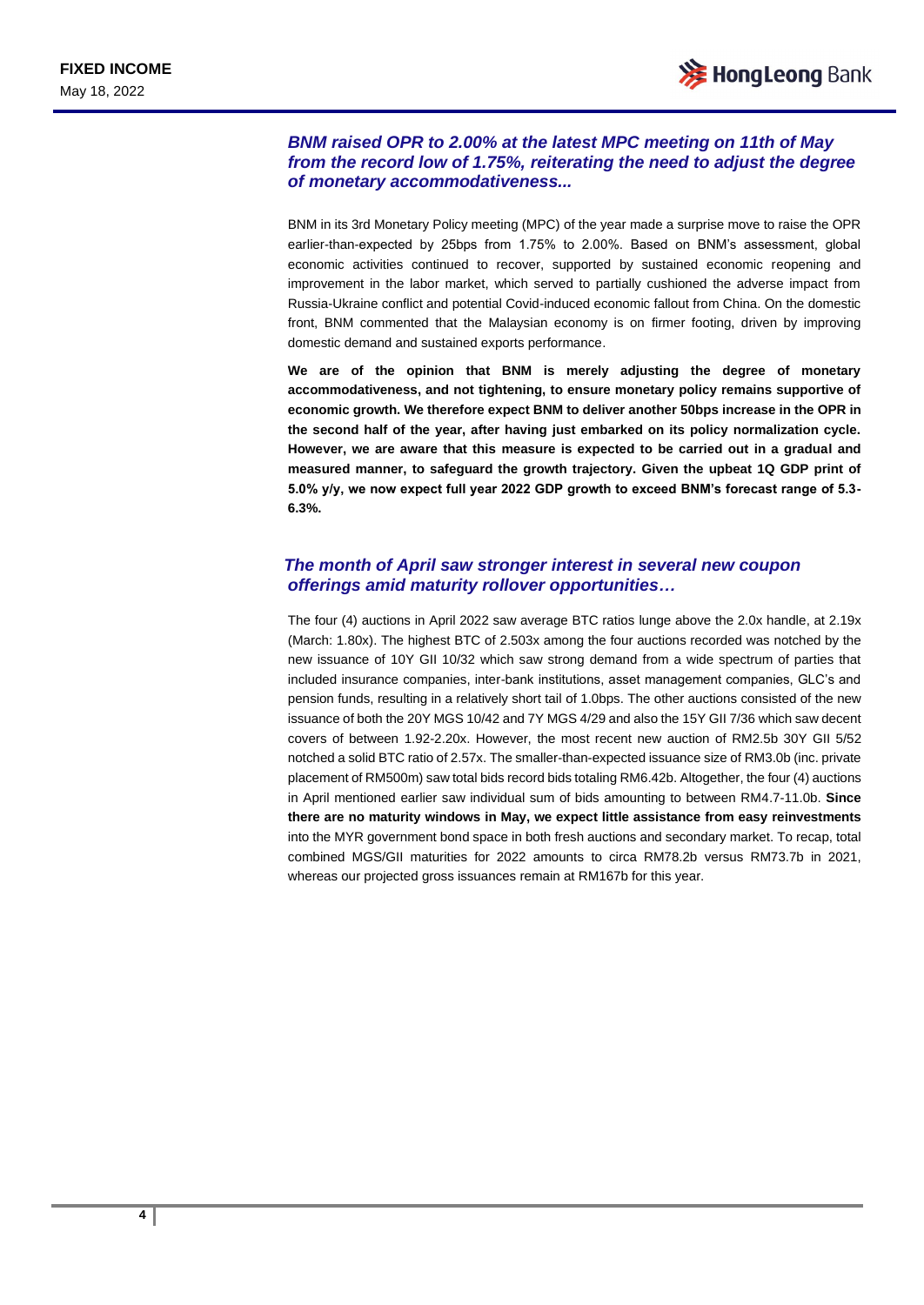## *BNM raised OPR to 2.00% at the latest MPC meeting on 11th of May from the record low of 1.75%, reiterating the need to adjust the degree of monetary accommodativeness...*

BNM in its 3rd Monetary Policy meeting (MPC) of the year made a surprise move to raise the OPR earlier-than-expected by 25bps from 1.75% to 2.00%. Based on BNM's assessment, global economic activities continued to recover, supported by sustained economic reopening and improvement in the labor market, which served to partially cushioned the adverse impact from Russia-Ukraine conflict and potential Covid-induced economic fallout from China. On the domestic front, BNM commented that the Malaysian economy is on firmer footing, driven by improving domestic demand and sustained exports performance.

**We are of the opinion that BNM is merely adjusting the degree of monetary accommodativeness, and not tightening, to ensure monetary policy remains supportive of economic growth. We therefore expect BNM to deliver another 50bps increase in the OPR in the second half of the year, after having just embarked on its policy normalization cycle. However, we are aware that this measure is expected to be carried out in a gradual and measured manner, to safeguard the growth trajectory. Given the upbeat 1Q GDP print of 5.0% y/y, we now expect full year 2022 GDP growth to exceed BNM's forecast range of 5.3-6.3%.**

## *The month of April saw stronger interest in several new coupon offerings amid maturity rollover opportunities…*

The four (4) auctions in April 2022 saw average BTC ratios lunge above the 2.0x handle, at 2.19x (March: 1.80x). The highest BTC of 2.503x among the four auctions recorded was notched by the new issuance of 10Y GII 10/32 which saw strong demand from a wide spectrum of parties that included insurance companies, inter-bank institutions, asset management companies, GLC's and pension funds, resulting in a relatively short tail of 1.0bps. The other auctions consisted of the new issuance of both the 20Y MGS 10/42 and 7Y MGS 4/29 and also the 15Y GII 7/36 which saw decent covers of between 1.92-2.20x. However, the most recent new auction of RM2.5b 30Y GII 5/52 notched a solid BTC ratio of 2.57x. The smaller-than-expected issuance size of RM3.0b (inc. private placement of RM500m) saw total bids record bids totaling RM6.42b. Altogether, the four (4) auctions in April mentioned earlier saw individual sum of bids amounting to between RM4.7-11.0b. **Since there are no maturity windows in May, we expect little assistance from easy reinvestments** into the MYR government bond space in both fresh auctions and secondary market. To recap, total combined MGS/GII maturities for 2022 amounts to circa RM78.2b versus RM73.7b in 2021, whereas our projected gross issuances remain at RM167b for this year.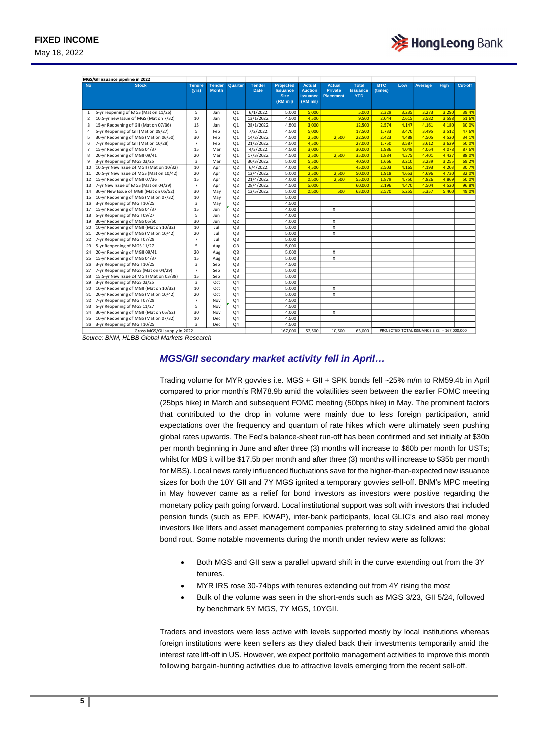MGS/GII issuance pipeline in 2022

| No | Stock | Tenure (yrs) | Tender Month | Quarter | Tender Date | Projected Issuance Size (RM mil) | Actual Auction Issuance (RM mil) | Actual Private Placement | Total Issuance YTD | BTC (times) | Low | Average | High | Cut-off |
|---|---|---|---|---|---|---|---|---|---|---|---|---|---|---|
| 1 | 5-yr reopening of MGS (Mat on 11/26) | 5 | Jan | Q1 | 6/1/2022 | 5,000 | 5,000 | | 5,000 | 2.329 | 3.235 | 3.273 | 3.290 | 39.4% |
| 2 | 10.5-yr new Issue of MGS (Mat on 7/32) | 10 | Jan | Q1 | 13/1/2022 | 4,500 | 4,500 | | 9,500 | 2.044 | 2.615 | 3.582 | 3.598 | 51.6% |
| 3 | 15-yr Reopening of GII (Mat on 07/36) | 15 | Jan | Q1 | 28/1/2022 | 4,500 | 3,000 | | 12,500 | 2.574 | 4.147 | 4.161 | 4.180 | 30.0% |
| 4 | 5-yr Reopening of GII (Mat on 09/27) | 5 | Feb | Q1 | 7/2/2022 | 4,500 | 5,000 | | 17,500 | 1.733 | 3.470 | 3.495 | 3.512 | 47.6% |
| 5 | 30-yr Reopening of MGS (Mat on 06/50) | 30 | Feb | Q1 | 14/2/2022 | 4,500 | 2,500 | 2,500 | 22,500 | 2.423 | 4.488 | 4.505 | 4.520 | 34.1% |
| 6 | 7-yr Reopening of GII (Mat on 10/28) | 7 | Feb | Q1 | 21/2/2022 | 4,500 | 4,500 | | 27,000 | 1.750 | 3.587 | 3.612 | 3.629 | 50.0% |
| 7 | 15-yr Reopening of MGS 04/37 | 15 | Mar | Q1 | 4/3/2022 | 4,500 | 3,000 | | 30,000 | 1.986 | 4.048 | 4.064 | 4.078 | 87.6% |
| 8 | 20-yr Reopening of MGII 09/41 | 20 | Mar | Q1 | 17/3/2022 | 4,500 | 2,500 | 2,500 | 35,000 | 1.884 | 4.375 | 4.401 | 4.427 | 88.0% |
| 9 | 3-yr Reopening of MGS 03/25 | 3 | Mar | Q1 | 30/3/2022 | 5,000 | 5,500 | | 40,500 | 1.666 | 3.210 | 3.239 | 3.255 | 69.2% |
| 10 | 10.5-yr New Issue of MGII (Mat on 10/32) | 10 | Apr | Q2 | 6/4/2022 | 4,000 | 4,500 | | 45,000 | 2.503 | 4.165 | 4.193 | 4.203 | 30.7% |
| 11 | 20.5-yr New Issue of MGS (Mat on 10/42) | 20 | Apr | Q2 | 12/4/2022 | 5,000 | 2,500 | 2,500 | 50,000 | 1.918 | 4.653 | 4.696 | 4.730 | 32.0% |
| 12 | 15-yr Reopening of MGII 07/36 | 15 | Apr | Q2 | 21/4/2022 | 4,000 | 2,500 | 2,500 | 55,000 | 1.879 | 4.750 | 4.826 | 4.869 | 50.0% |
| 13 | 7-yr New Issue of MGS (Mat on 04/29) | 7 | Apr | Q2 | 28/4/2022 | 4,500 | 5,000 | | 60,000 | 2.196 | 4.470 | 4.504 | 4.520 | 96.8% |
| 14 | 30-yr New Issue of MGII (Mat on 05/52) | 30 | May | Q2 | 12/5/2022 | 5,000 | 2,500 | 500 | 63,000 | 2.570 | 5.255 | 5.357 | 5.400 | 49.0% |
| 15 | 10-yr Reopening of MGS (Mat on 07/32) | 10 | May | Q2 | | 5,000 | | | | | | | | |
| 16 | 3-yr Reopening of MGII 10/25 | 3 | May | Q2 | | 4,500 | | | | | | | | |
| 17 | 15-yr Reopening of MGS 04/37 | 15 | Jun | Q2 | | 4,000 | | X | | | | | | |
| 18 | 5-yr Reopening of MGII 09/27 | 5 | Jun | Q2 | | 4,000 | | | | | | | | |
| 19 | 30-yr Reopening of MGS 06/50 | 30 | Jun | Q2 | | 4,000 | | X | | | | | | |
| 20 | 10-yr Reopening of MGII (Mat on 10/32) | 10 | Jul | Q3 | | 5,000 | | X | | | | | | |
| 21 | 20-yr Reopening of MGS (Mat on 10/42) | 20 | Jul | Q3 | | 5,000 | | X | | | | | | |
| 22 | 7-yr Reopening of MGII 07/29 | 7 | Jul | Q3 | | 5,000 | | | | | | | | |
| 23 | 5-yr Reopening of MGS 11/27 | 5 | Aug | Q3 | | 5,000 | | | | | | | | |
| 24 | 20-yr Reopening of MGII 09/41 | 20 | Aug | Q3 | | 5,000 | | X | | | | | | |
| 25 | 15-yr Reopening of MGS 04/37 | 15 | Aug | Q3 | | 5,000 | | X | | | | | | |
| 26 | 3-yr Reopening of MGII 10/25 | 3 | Sep | Q3 | | 4,500 | | | | | | | | |
| 27 | 7-yr Reopening of MGS (Mat on 04/29) | 7 | Sep | Q3 | | 5,000 | | | | | | | | |
| 28 | 15.5-yr New Issue of MGII (Mat on 03/38) | 15 | Sep | Q3 | | 5,000 | | | | | | | | |
| 29 | 3-yr Reopening of MGS 03/25 | 3 | Oct | Q4 | | 5,000 | | | | | | | | |
| 30 | 10-yr Reopening of MGII (Mat on 10/32) | 10 | Oct | Q4 | | 5,000 | | X | | | | | | |
| 31 | 20-yr Reopening of MGS (Mat on 10/42) | 20 | Oct | Q4 | | 5,000 | | X | | | | | | |
| 32 | 7-yr Reopening of MGII 07/29 | 7 | Nov | Q4 | | 4,500 | | | | | | | | |
| 33 | 5-yr Reopening of MGS 11/27 | 5 | Nov | Q4 | | 4,500 | | | | | | | | |
| 34 | 30-yr Reopening of MGII (Mat on 05/52) | 30 | Nov | Q4 | | 4,000 | | X | | | | | | |
| 35 | 10-yr Reopening of MGS (Mat on 07/32) | 10 | Dec | Q4 | | 4,500 | | | | | | | | |
| 36 | 3-yr Reopening of MGII 10/25 | 3 | Dec | Q4 | | 4,500 | | | | | | | | |
| | Gross MGS/GII supply in 2022 | | | | | 167,000 | 52,500 | 10,500 | 63,000 | PROJECTED TOTAL ISSUANCE SIZE = 167,000,000 | | | | |

*Source: BNM, HLBB Global Markets Research*

## *MGS/GII secondary market activity fell in April…*

Trading volume for MYR govvies i.e. MGS + GII + SPK bonds fell ~25% m/m to RM59.4b in April compared to prior month's RM78.9b amid the volatilities seen between the earlier FOMC meeting (25bps hike) in March and subsequent FOMC meeting (50bps hike) in May. The prominent factors that contributed to the drop in volume were mainly due to less foreign participation, amid expectations over the frequency and quantum of rate hikes which were ultimately seen pushing global rates upwards. The Fed's balance-sheet run-off has been confirmed and set initially at $30b per month beginning in June and after three (3) months will increase to $60b per month for USTs; whilst for MBS it will be $17.5b per month and after three (3) months will increase to $35b per month for MBS). Local news rarely influenced fluctuations save for the higher-than-expected new issuance sizes for both the 10Y GII and 7Y MGS ignited a temporary govvies sell-off. BNM's MPC meeting in May however came as a relief for bond investors as investors were positive regarding the monetary policy path going forward. Local institutional support was soft with investors that included pension funds (such as EPF, KWAP), inter-bank participants, local GLIC's and also real money investors like lifers and asset management companies preferring to stay sidelined amid the global bond rout. Some notable movements during the month under review were as follows:

- Both MGS and GII saw a parallel upward shift in the curve extending out from the 3Y tenures.
- MYR IRS rose 30-74bps with tenures extending out from 4Y rising the most
- Bulk of the volume was seen in the short-ends such as MGS 3/23, GII 5/24, followed by benchmark 5Y MGS, 7Y MGS, 10YGII.

Traders and investors were less active with levels supported mostly by local institutions whereas foreign institutions were keen sellers as they dialed back their investments temporarily amid the interest rate lift-off in US. However, we expect portfolio management activities to improve this month following bargain-hunting activities due to attractive levels emerging from the recent sell-off.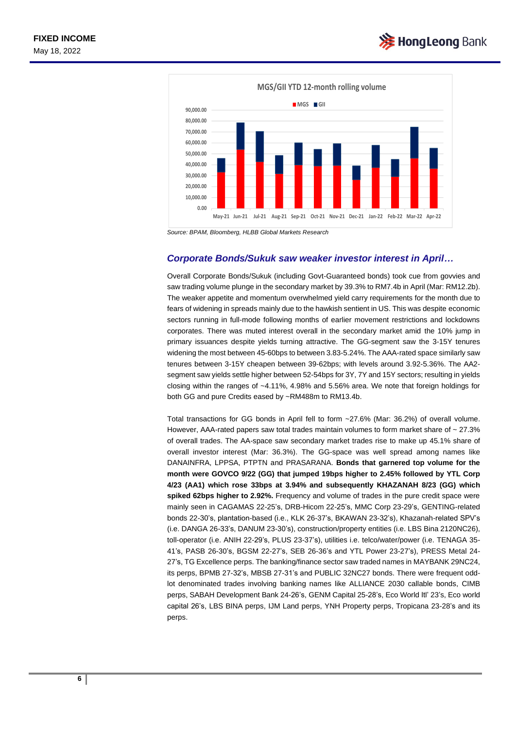MGS/GII YTD 12-month rolling volume

Source: BPAM, Bloomberg, HLBB Global Markets Research

## *Corporate Bonds/Sukuk saw weaker investor interest in April…*

Overall Corporate Bonds/Sukuk (including Govt-Guaranteed bonds) took cue from govvies and saw trading volume plunge in the secondary market by 39.3% to RM7.4b in April (Mar: RM12.2b). The weaker appetite and momentum overwhelmed yield carry requirements for the month due to fears of widening in spreads mainly due to the hawkish sentient in US. This was despite economic sectors running in full-mode following months of earlier movement restrictions and lockdowns corporates. There was muted interest overall in the secondary market amid the 10% jump in primary issuances despite yields turning attractive. The GG-segment saw the 3-15Y tenures widening the most between 45-60bps to between 3.83-5.24%. The AAA-rated space similarly saw tenures between 3-15Y cheapen between 39-62bps; with levels around 3.92-5.36%. The AA2-segment saw yields settle higher between 52-54bps for 3Y, 7Y and 15Y sectors; resulting in yields closing within the ranges of ~4.11%, 4.98% and 5.56% area. We note that foreign holdings for both GG and pure Credits eased by ~RM488m to RM13.4b.

Total transactions for GG bonds in April fell to form ~27.6% (Mar: 36.2%) of overall volume. However, AAA-rated papers saw total trades maintain volumes to form market share of ~ 27.3% of overall trades. The AA-space saw secondary market trades rise to make up 45.1% share of overall investor interest (Mar: 36.3%). The GG-space was well spread among names like DANAINFRA, LPPSA, PTPTN and PRASARANA. **Bonds that garnered top volume for the month were GOVCO 9/22 (GG) that jumped 19bps higher to 2.45% followed by YTL Corp 4/23 (AA1) which rose 33bps at 3.94% and subsequently KHAZANAH 8/23 (GG) which spiked 62bps higher to 2.92%.** Frequency and volume of trades in the pure credit space were mainly seen in CAGAMAS 22-25's, DRB-Hicom 22-25's, MMC Corp 23-29's, GENTING-related bonds 22-30's, plantation-based (i.e., KLK 26-37's, BKAWAN 23-32's), Khazanah-related SPV's (i.e. DANGA 26-33's, DANUM 23-30's), construction/property entities (i.e. LBS Bina 2120NC26), toll-operator (i.e. ANIH 22-29's, PLUS 23-37's), utilities i.e. telco/water/power (i.e. TENAGA 35-41's, PASB 26-30's, BGSM 22-27's, SEB 26-36's and YTL Power 23-27's), PRESS Metal 24-27's, TG Excellence perps. The banking/finance sector saw traded names in MAYBANK 29NC24, its perps, BPMB 27-32's, MBSB 27-31's and PUBLIC 32NC27 bonds. There were frequent odd-lot denominated trades involving banking names like ALLIANCE 2030 callable bonds, CIMB perps, SABAH Development Bank 24-26's, GENM Capital 25-28's, Eco World Itl' 23's, Eco world capital 26's, LBS BINA perps, IJM Land perps, YNH Property perps, Tropicana 23-28's and its perps.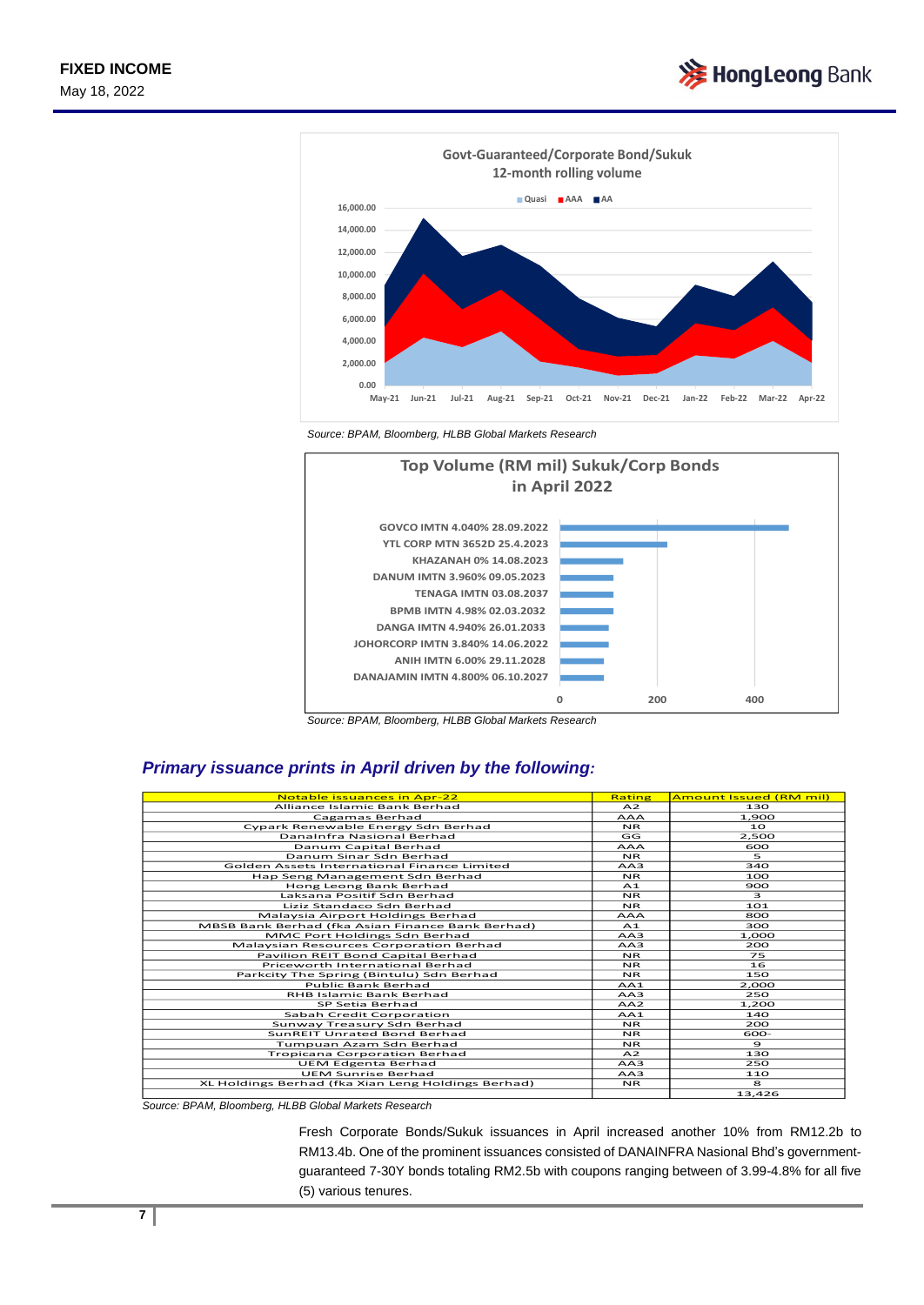**Govt-Guaranteed/Corporate Bond/Sukuk 12-month rolling volume**

Source: BPAM, Bloomberg, HLBB Global Markets Research

**Top Volume (RM mil) Sukuk/Corp Bonds in April 2022**

Source: BPAM, Bloomberg, HLBB Global Markets Research

## *Primary issuance prints in April driven by the following:*

| Notable issuances in Apr-22 | Rating | Amount Issued (RM mil) |
|---|---|---|
| Alliance Islamic Bank Berhad | A2 | 130 |
| Cagamas Berhad | AAA | 1,900 |
| Cypark Renewable Energy Sdn Berhad | NR | 10 |
| DanaInfra Nasional Berhad | GG | 2,500 |
| Danum Capital Berhad | AAA | 600 |
| Danum Sinar Sdn Berhad | NR | 5 |
| Golden Assets International Finance Limited | AA3 | 340 |
| Hap Seng Management Sdn Berhad | NR | 100 |
| Hong Leong Bank Berhad | A1 | 900 |
| Laksana Positif Sdn Berhad | NR | 3 |
| Liziz Standaco Sdn Berhad | NR | 101 |
| Malaysia Airport Holdings Berhad | AAA | 800 |
| MBSB Bank Berhad (fka Asian Finance Bank Berhad) | A1 | 300 |
| MMC Port Holdings Sdn Berhad | AA3 | 1,000 |
| Malaysian Resources Corporation Berhad | AA3 | 200 |
| Pavilion REIT Bond Capital Berhad | NR | 75 |
| Priceworth International Berhad | NR | 16 |
| Parkcity The Spring (Bintulu) Sdn Berhad | NR | 150 |
| Public Bank Berhad | AA1 | 2,000 |
| RHB Islamic Bank Berhad | AA3 | 250 |
| SP Setia Berhad | AA2 | 1,200 |
| Sabah Credit Corporation | AA1 | 140 |
| Sunway Treasury Sdn Berhad | NR | 200 |
| SunREIT Unrated Bond Berhad | NR | 600- |
| Tumpuan Azam Sdn Berhad | NR | 9 |
| Tropicana Corporation Berhad | A2 | 130 |
| UEM Edgenta Berhad | AA3 | 250 |
| UEM Sunrise Berhad | AA3 | 110 |
| XL Holdings Berhad (fka Xian Leng Holdings Berhad) | NR | 8 |
| | | 13,426 |

Source: BPAM, Bloomberg, HLBB Global Markets Research

Fresh Corporate Bonds/Sukuk issuances in April increased another 10% from RM12.2b to RM13.4b. One of the prominent issuances consisted of DANAINFRA Nasional Bhd's government-guaranteed 7-30Y bonds totaling RM2.5b with coupons ranging between of 3.99-4.8% for all five (5) various tenures.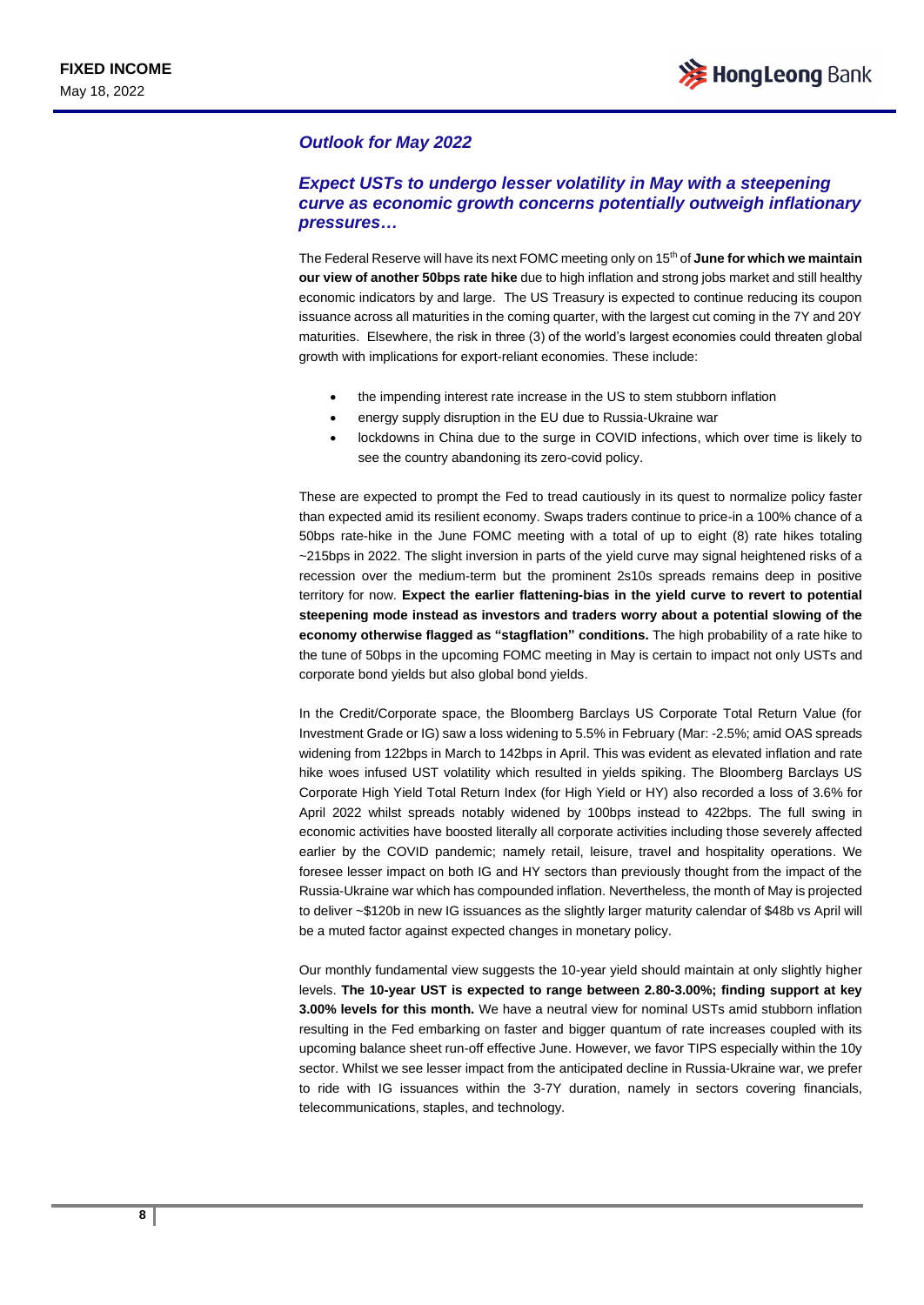## *Outlook for May 2022*

### *Expect USTs to undergo lesser volatility in May with a steepening curve as economic growth concerns potentially outweigh inflationary pressures…*

The Federal Reserve will have its next FOMC meeting only on 15th of **June for which we maintain our view of another 50bps rate hike** due to high inflation and strong jobs market and still healthy economic indicators by and large. The US Treasury is expected to continue reducing its coupon issuance across all maturities in the coming quarter, with the largest cut coming in the 7Y and 20Y maturities. Elsewhere, the risk in three (3) of the world's largest economies could threaten global growth with implications for export-reliant economies. These include:

- the impending interest rate increase in the US to stem stubborn inflation
- energy supply disruption in the EU due to Russia-Ukraine war
- lockdowns in China due to the surge in COVID infections, which over time is likely to see the country abandoning its zero-covid policy.

These are expected to prompt the Fed to tread cautiously in its quest to normalize policy faster than expected amid its resilient economy. Swaps traders continue to price-in a 100% chance of a 50bps rate-hike in the June FOMC meeting with a total of up to eight (8) rate hikes totaling ~215bps in 2022. The slight inversion in parts of the yield curve may signal heightened risks of a recession over the medium-term but the prominent 2s10s spreads remains deep in positive territory for now. **Expect the earlier flattening-bias in the yield curve to revert to potential steepening mode instead as investors and traders worry about a potential slowing of the economy otherwise flagged as "stagflation" conditions.** The high probability of a rate hike to the tune of 50bps in the upcoming FOMC meeting in May is certain to impact not only USTs and corporate bond yields but also global bond yields.

In the Credit/Corporate space, the Bloomberg Barclays US Corporate Total Return Value (for Investment Grade or IG) saw a loss widening to 5.5% in February (Mar: -2.5%; amid OAS spreads widening from 122bps in March to 142bps in April. This was evident as elevated inflation and rate hike woes infused UST volatility which resulted in yields spiking. The Bloomberg Barclays US Corporate High Yield Total Return Index (for High Yield or HY) also recorded a loss of 3.6% for April 2022 whilst spreads notably widened by 100bps instead to 422bps. The full swing in economic activities have boosted literally all corporate activities including those severely affected earlier by the COVID pandemic; namely retail, leisure, travel and hospitality operations. We foresee lesser impact on both IG and HY sectors than previously thought from the impact of the Russia-Ukraine war which has compounded inflation. Nevertheless, the month of May is projected to deliver ~$120b in new IG issuances as the slightly larger maturity calendar of $48b vs April will be a muted factor against expected changes in monetary policy.

Our monthly fundamental view suggests the 10-year yield should maintain at only slightly higher levels. **The 10-year UST is expected to range between 2.80-3.00%; finding support at key 3.00% levels for this month.** We have a neutral view for nominal USTs amid stubborn inflation resulting in the Fed embarking on faster and bigger quantum of rate increases coupled with its upcoming balance sheet run-off effective June. However, we favor TIPS especially within the 10y sector. Whilst we see lesser impact from the anticipated decline in Russia-Ukraine war, we prefer to ride with IG issuances within the 3-7Y duration, namely in sectors covering financials, telecommunications, staples, and technology.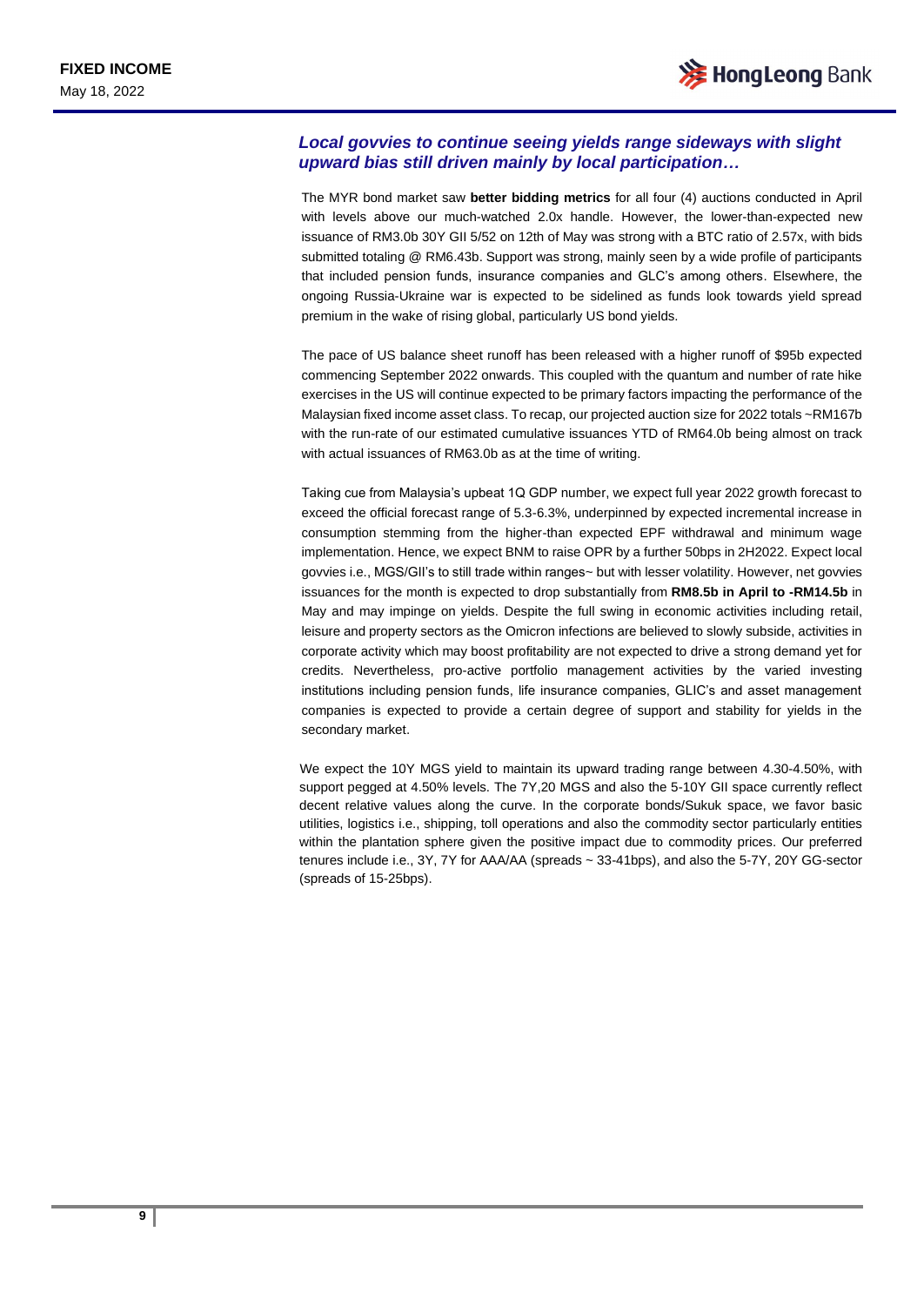### *Local govvies to continue seeing yields range sideways with slight upward bias still driven mainly by local participation…*

The MYR bond market saw **better bidding metrics** for all four (4) auctions conducted in April with levels above our much-watched 2.0x handle. However, the lower-than-expected new issuance of RM3.0b 30Y GII 5/52 on 12th of May was strong with a BTC ratio of 2.57x, with bids submitted totaling @ RM6.43b. Support was strong, mainly seen by a wide profile of participants that included pension funds, insurance companies and GLC's among others. Elsewhere, the ongoing Russia-Ukraine war is expected to be sidelined as funds look towards yield spread premium in the wake of rising global, particularly US bond yields.

The pace of US balance sheet runoff has been released with a higher runoff of $95b expected commencing September 2022 onwards. This coupled with the quantum and number of rate hike exercises in the US will continue expected to be primary factors impacting the performance of the Malaysian fixed income asset class. To recap, our projected auction size for 2022 totals ~RM167b with the run-rate of our estimated cumulative issuances YTD of RM64.0b being almost on track with actual issuances of RM63.0b as at the time of writing.

Taking cue from Malaysia's upbeat 1Q GDP number, we expect full year 2022 growth forecast to exceed the official forecast range of 5.3-6.3%, underpinned by expected incremental increase in consumption stemming from the higher-than expected EPF withdrawal and minimum wage implementation. Hence, we expect BNM to raise OPR by a further 50bps in 2H2022. Expect local govvies i.e., MGS/GII's to still trade within ranges~ but with lesser volatility. However, net govvies issuances for the month is expected to drop substantially from **RM8.5b in April to -RM14.5b** in May and may impinge on yields. Despite the full swing in economic activities including retail, leisure and property sectors as the Omicron infections are believed to slowly subside, activities in corporate activity which may boost profitability are not expected to drive a strong demand yet for credits. Nevertheless, pro-active portfolio management activities by the varied investing institutions including pension funds, life insurance companies, GLIC's and asset management companies is expected to provide a certain degree of support and stability for yields in the secondary market.

We expect the 10Y MGS yield to maintain its upward trading range between 4.30-4.50%, with support pegged at 4.50% levels. The 7Y,20 MGS and also the 5-10Y GII space currently reflect decent relative values along the curve. In the corporate bonds/Sukuk space, we favor basic utilities, logistics i.e., shipping, toll operations and also the commodity sector particularly entities within the plantation sphere given the positive impact due to commodity prices. Our preferred tenures include i.e., 3Y, 7Y for AAA/AA (spreads ~ 33-41bps), and also the 5-7Y, 20Y GG-sector (spreads of 15-25bps).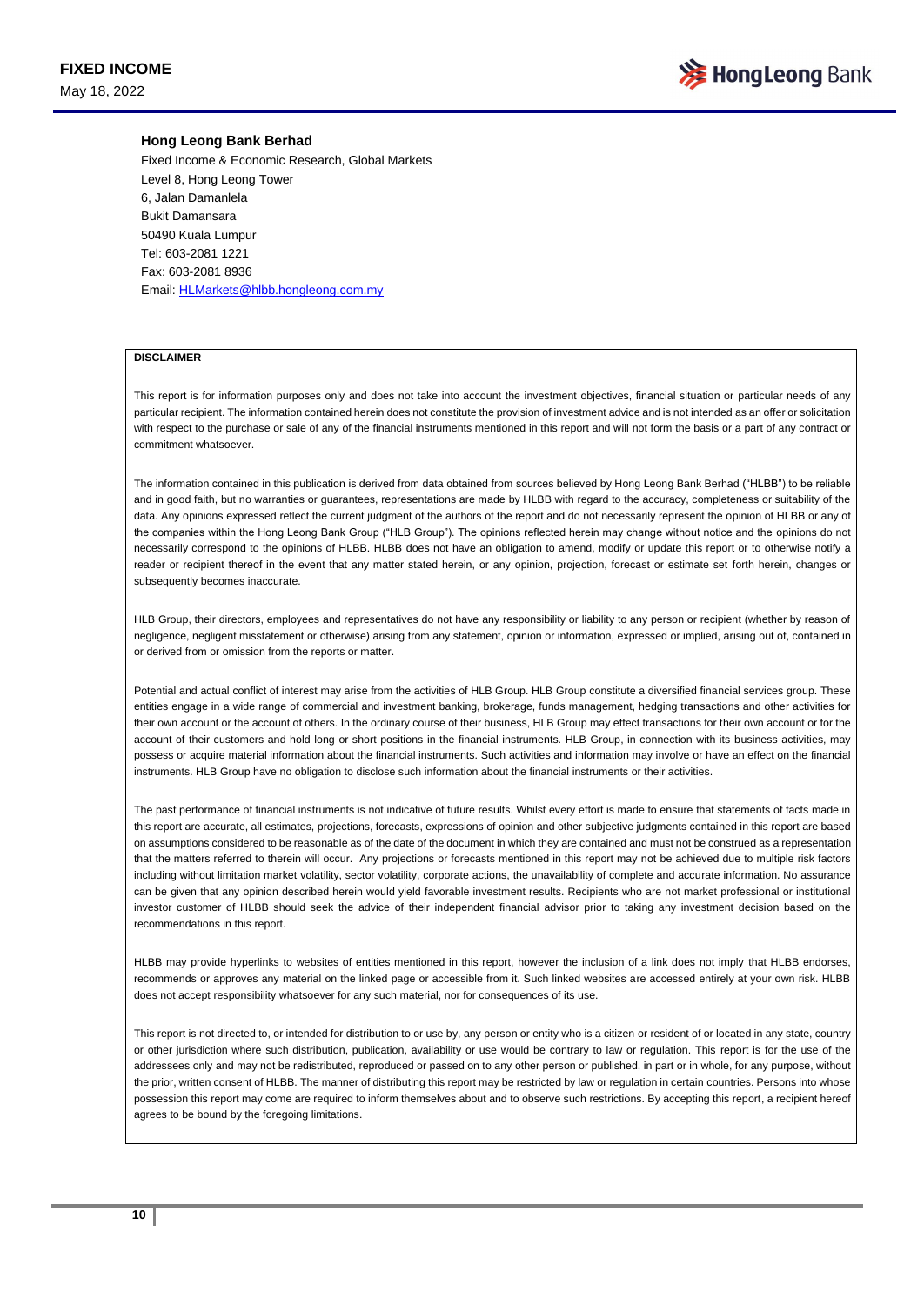**Hong Leong Bank Berhad**

Fixed Income & Economic Research, Global Markets
Level 8, Hong Leong Tower
6, Jalan Damanlela
Bukit Damansara
50490 Kuala Lumpur
Tel: 603-2081 1221
Fax: 603-2081 8936
Email: [HLMarkets@hlbb.hongleong.com.my](mailto:HLMarkets@hlbb.hongleong.com.my)

**DISCLAIMER**

This report is for information purposes only and does not take into account the investment objectives, financial situation or particular needs of any particular recipient. The information contained herein does not constitute the provision of investment advice and is not intended as an offer or solicitation with respect to the purchase or sale of any of the financial instruments mentioned in this report and will not form the basis or a part of any contract or commitment whatsoever.

The information contained in this publication is derived from data obtained from sources believed by Hong Leong Bank Berhad ("HLBB") to be reliable and in good faith, but no warranties or guarantees, representations are made by HLBB with regard to the accuracy, completeness or suitability of the data. Any opinions expressed reflect the current judgment of the authors of the report and do not necessarily represent the opinion of HLBB or any of the companies within the Hong Leong Bank Group ("HLB Group"). The opinions reflected herein may change without notice and the opinions do not necessarily correspond to the opinions of HLBB. HLBB does not have an obligation to amend, modify or update this report or to otherwise notify a reader or recipient thereof in the event that any matter stated herein, or any opinion, projection, forecast or estimate set forth herein, changes or subsequently becomes inaccurate.

HLB Group, their directors, employees and representatives do not have any responsibility or liability to any person or recipient (whether by reason of negligence, negligent misstatement or otherwise) arising from any statement, opinion or information, expressed or implied, arising out of, contained in or derived from or omission from the reports or matter.

Potential and actual conflict of interest may arise from the activities of HLB Group. HLB Group constitute a diversified financial services group. These entities engage in a wide range of commercial and investment banking, brokerage, funds management, hedging transactions and other activities for their own account or the account of others. In the ordinary course of their business, HLB Group may effect transactions for their own account or for the account of their customers and hold long or short positions in the financial instruments. HLB Group, in connection with its business activities, may possess or acquire material information about the financial instruments. Such activities and information may involve or have an effect on the financial instruments. HLB Group have no obligation to disclose such information about the financial instruments or their activities.

The past performance of financial instruments is not indicative of future results. Whilst every effort is made to ensure that statements of facts made in this report are accurate, all estimates, projections, forecasts, expressions of opinion and other subjective judgments contained in this report are based on assumptions considered to be reasonable as of the date of the document in which they are contained and must not be construed as a representation that the matters referred to therein will occur. Any projections or forecasts mentioned in this report may not be achieved due to multiple risk factors including without limitation market volatility, sector volatility, corporate actions, the unavailability of complete and accurate information. No assurance can be given that any opinion described herein would yield favorable investment results. Recipients who are not market professional or institutional investor customer of HLBB should seek the advice of their independent financial advisor prior to taking any investment decision based on the recommendations in this report.

HLBB may provide hyperlinks to websites of entities mentioned in this report, however the inclusion of a link does not imply that HLBB endorses, recommends or approves any material on the linked page or accessible from it. Such linked websites are accessed entirely at your own risk. HLBB does not accept responsibility whatsoever for any such material, nor for consequences of its use.

This report is not directed to, or intended for distribution to or use by, any person or entity who is a citizen or resident of or located in any state, country or other jurisdiction where such distribution, publication, availability or use would be contrary to law or regulation. This report is for the use of the addressees only and may not be redistributed, reproduced or passed on to any other person or published, in part or in whole, for any purpose, without the prior, written consent of HLBB. The manner of distributing this report may be restricted by law or regulation in certain countries. Persons into whose possession this report may come are required to inform themselves about and to observe such restrictions. By accepting this report, a recipient hereof agrees to be bound by the foregoing limitations.